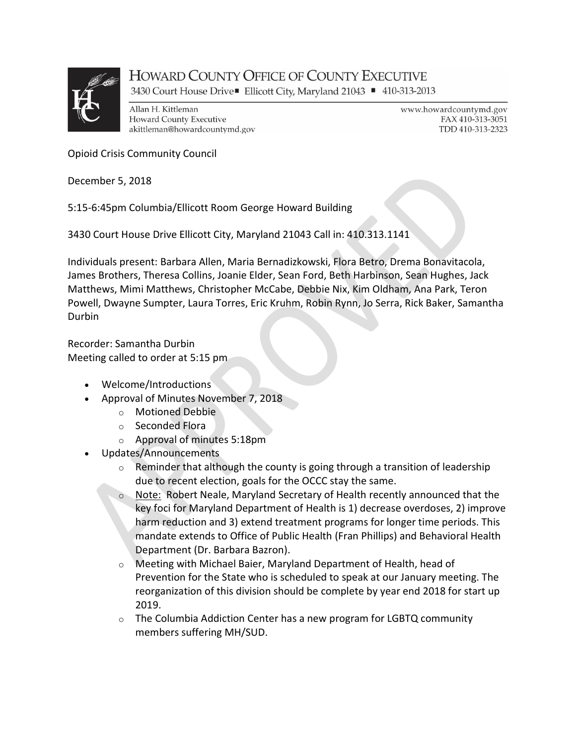# HOWARD COUNTY OFFICE OF COUNTY EXECUTIVE

3430 Court House Drive ■ Ellicott City, Maryland 21043 ■ 410-313-2013

Allan H. Kittleman
Howard County Executive
akittleman@howardcountymd.gov

www.howardcountymd.gov
FAX 410-313-3051
TDD 410-313-2323

Opioid Crisis Community Council

December 5, 2018

5:15-6:45pm Columbia/Ellicott Room George Howard Building

3430 Court House Drive Ellicott City, Maryland 21043 Call in: 410.313.1141

Individuals present: Barbara Allen, Maria Bernadizkowski, Flora Betro, Drema Bonavitacola, James Brothers, Theresa Collins, Joanie Elder, Sean Ford, Beth Harbinson, Sean Hughes, Jack Matthews, Mimi Matthews, Christopher McCabe, Debbie Nix, Kim Oldham, Ana Park, Teron Powell, Dwayne Sumpter, Laura Torres, Eric Kruhm, Robin Rynn, Jo Serra, Rick Baker, Samantha Durbin

Recorder: Samantha Durbin
Meeting called to order at 5:15 pm

- Welcome/Introductions
- Approval of Minutes November 7, 2018
  - Motioned Debbie
  - Seconded Flora
  - Approval of minutes 5:18pm
- Updates/Announcements
  - Reminder that although the county is going through a transition of leadership due to recent election, goals for the OCCC stay the same.
  - Note: Robert Neale, Maryland Secretary of Health recently announced that the key foci for Maryland Department of Health is 1) decrease overdoses, 2) improve harm reduction and 3) extend treatment programs for longer time periods. This mandate extends to Office of Public Health (Fran Phillips) and Behavioral Health Department (Dr. Barbara Bazron).
  - Meeting with Michael Baier, Maryland Department of Health, head of Prevention for the State who is scheduled to speak at our January meeting. The reorganization of this division should be complete by year end 2018 for start up 2019.
  - The Columbia Addiction Center has a new program for LGBTQ community members suffering MH/SUD.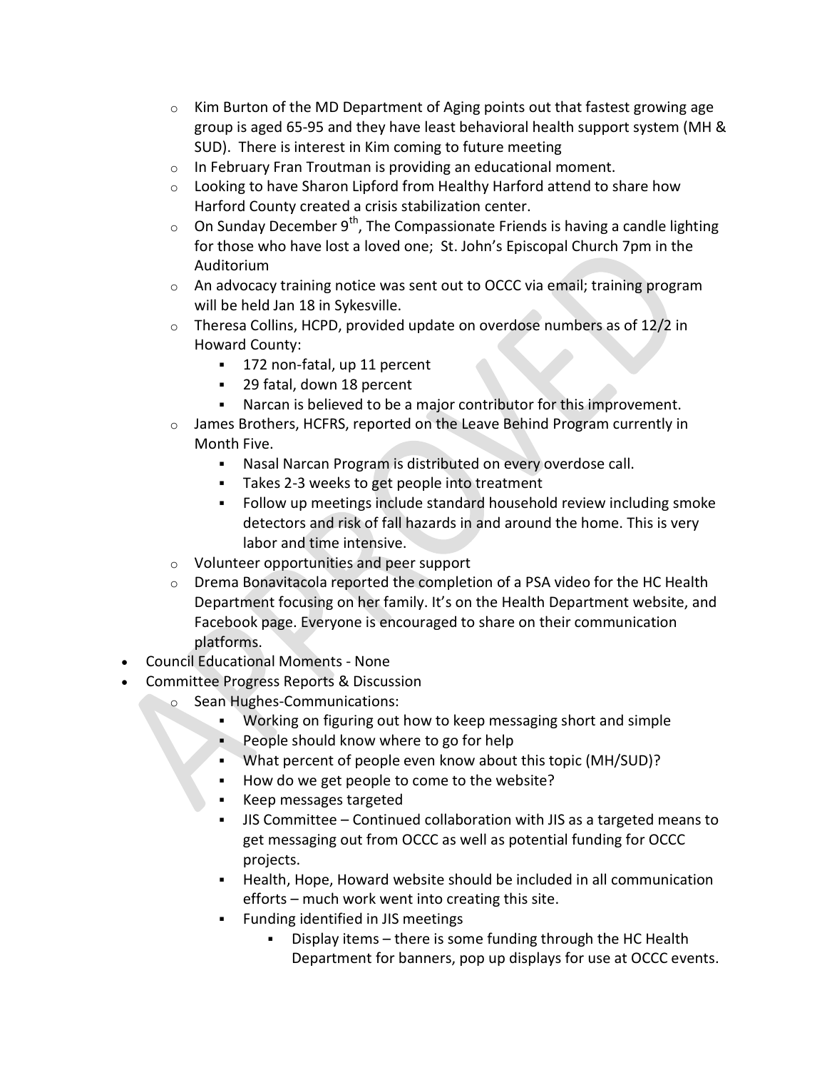- Kim Burton of the MD Department of Aging points out that fastest growing age group is aged 65-95 and they have least behavioral health support system (MH & SUD). There is interest in Kim coming to future meeting
    - In February Fran Troutman is providing an educational moment.
    - Looking to have Sharon Lipford from Healthy Harford attend to share how Harford County created a crisis stabilization center.
    - On Sunday December 9th, The Compassionate Friends is having a candle lighting for those who have lost a loved one; St. John's Episcopal Church 7pm in the Auditorium
    - An advocacy training notice was sent out to OCCC via email; training program will be held Jan 18 in Sykesville.
    - Theresa Collins, HCPD, provided update on overdose numbers as of 12/2 in Howard County:
        - 172 non-fatal, up 11 percent
        - 29 fatal, down 18 percent
        - Narcan is believed to be a major contributor for this improvement.
    - James Brothers, HCFRS, reported on the Leave Behind Program currently in Month Five.
        - Nasal Narcan Program is distributed on every overdose call.
        - Takes 2-3 weeks to get people into treatment
        - Follow up meetings include standard household review including smoke detectors and risk of fall hazards in and around the home. This is very labor and time intensive.
    - Volunteer opportunities and peer support
    - Drema Bonavitacola reported the completion of a PSA video for the HC Health Department focusing on her family. It's on the Health Department website, and Facebook page. Everyone is encouraged to share on their communication platforms.
- Council Educational Moments - None
- Committee Progress Reports & Discussion
    - Sean Hughes-Communications:
        - Working on figuring out how to keep messaging short and simple
        - People should know where to go for help
        - What percent of people even know about this topic (MH/SUD)?
        - How do we get people to come to the website?
        - Keep messages targeted
        - JIS Committee – Continued collaboration with JIS as a targeted means to get messaging out from OCCC as well as potential funding for OCCC projects.
        - Health, Hope, Howard website should be included in all communication efforts – much work went into creating this site.
        - Funding identified in JIS meetings
            - Display items – there is some funding through the HC Health Department for banners, pop up displays for use at OCCC events.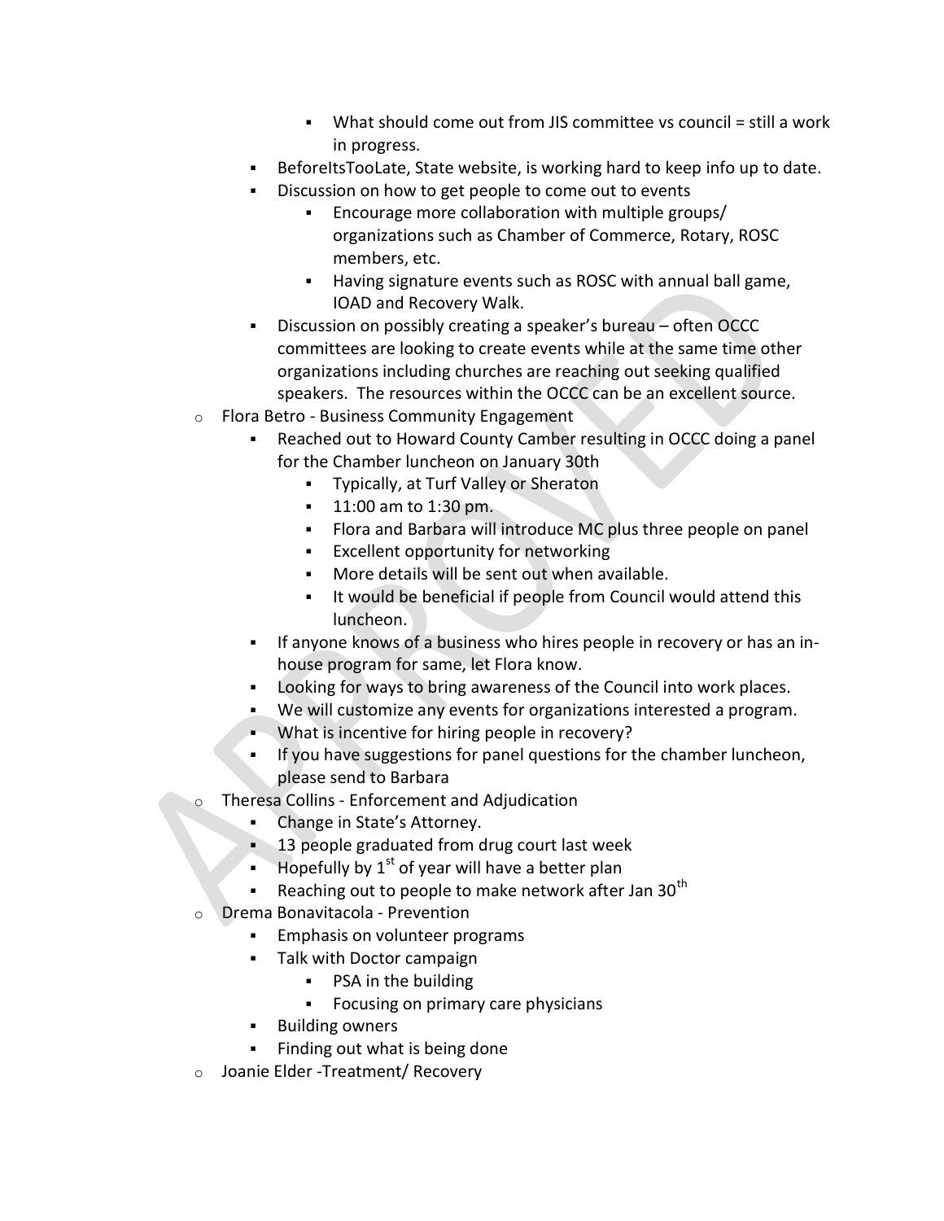- What should come out from JIS committee vs council = still a work in progress.
    - BeforeItsTooLate, State website, is working hard to keep info up to date.
    - Discussion on how to get people to come out to events
        - Encourage more collaboration with multiple groups/ organizations such as Chamber of Commerce, Rotary, ROSC members, etc.
        - Having signature events such as ROSC with annual ball game, IOAD and Recovery Walk.
    - Discussion on possibly creating a speaker's bureau – often OCCC committees are looking to create events while at the same time other organizations including churches are reaching out seeking qualified speakers. The resources within the OCCC can be an excellent source.
- Flora Betro - Business Community Engagement
    - Reached out to Howard County Camber resulting in OCCC doing a panel for the Chamber luncheon on January 30th
        - Typically, at Turf Valley or Sheraton
        - 11:00 am to 1:30 pm.
        - Flora and Barbara will introduce MC plus three people on panel
        - Excellent opportunity for networking
        - More details will be sent out when available.
        - It would be beneficial if people from Council would attend this luncheon.
    - If anyone knows of a business who hires people in recovery or has an in-house program for same, let Flora know.
    - Looking for ways to bring awareness of the Council into work places.
    - We will customize any events for organizations interested a program.
    - What is incentive for hiring people in recovery?
    - If you have suggestions for panel questions for the chamber luncheon, please send to Barbara
- Theresa Collins - Enforcement and Adjudication
    - Change in State's Attorney.
    - 13 people graduated from drug court last week
    - Hopefully by 1st of year will have a better plan
    - Reaching out to people to make network after Jan 30th
- Drema Bonavitacola - Prevention
    - Emphasis on volunteer programs
    - Talk with Doctor campaign
        - PSA in the building
        - Focusing on primary care physicians
    - Building owners
    - Finding out what is being done
- Joanie Elder -Treatment/ Recovery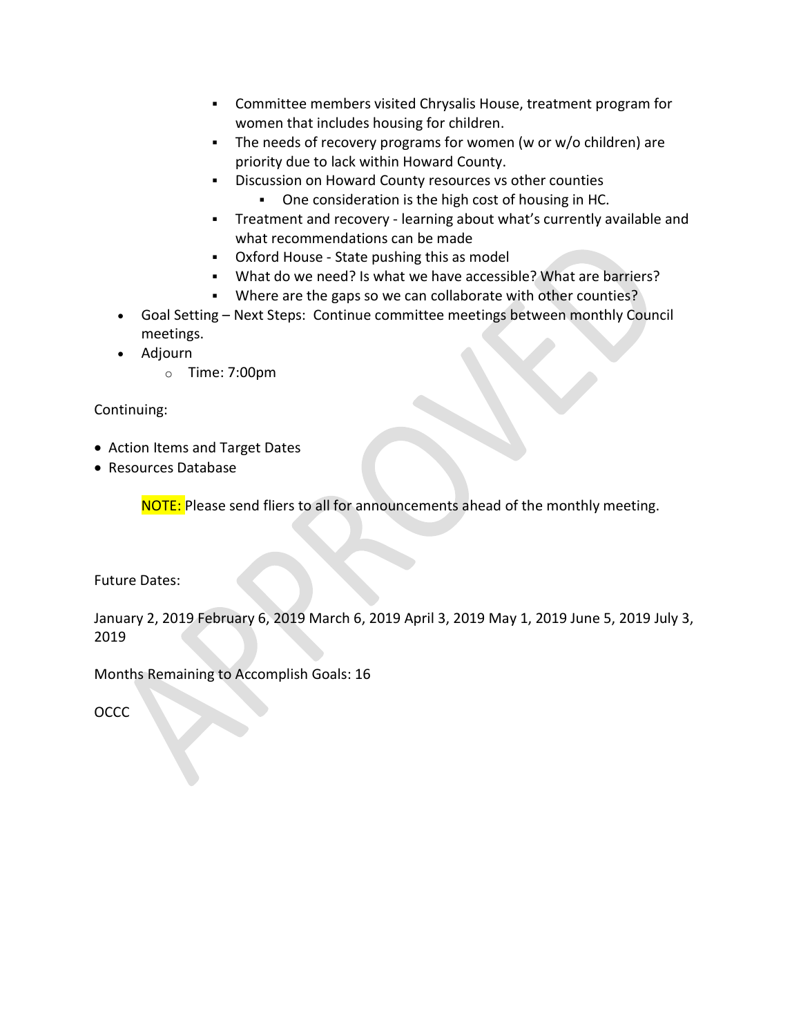- Committee members visited Chrysalis House, treatment program for women that includes housing for children.
        - The needs of recovery programs for women (w or w/o children) are priority due to lack within Howard County.
        - Discussion on Howard County resources vs other counties
            - One consideration is the high cost of housing in HC.
        - Treatment and recovery - learning about what's currently available and what recommendations can be made
        - Oxford House - State pushing this as model
        - What do we need? Is what we have accessible? What are barriers?
        - Where are the gaps so we can collaborate with other counties?
- Goal Setting – Next Steps: Continue committee meetings between monthly Council meetings.
- Adjourn
    - Time: 7:00pm

Continuing:

- Action Items and Target Dates
- Resources Database

NOTE: Please send fliers to all for announcements ahead of the monthly meeting.

Future Dates:

January 2, 2019 February 6, 2019 March 6, 2019 April 3, 2019 May 1, 2019 June 5, 2019 July 3, 2019

Months Remaining to Accomplish Goals: 16

OCCC